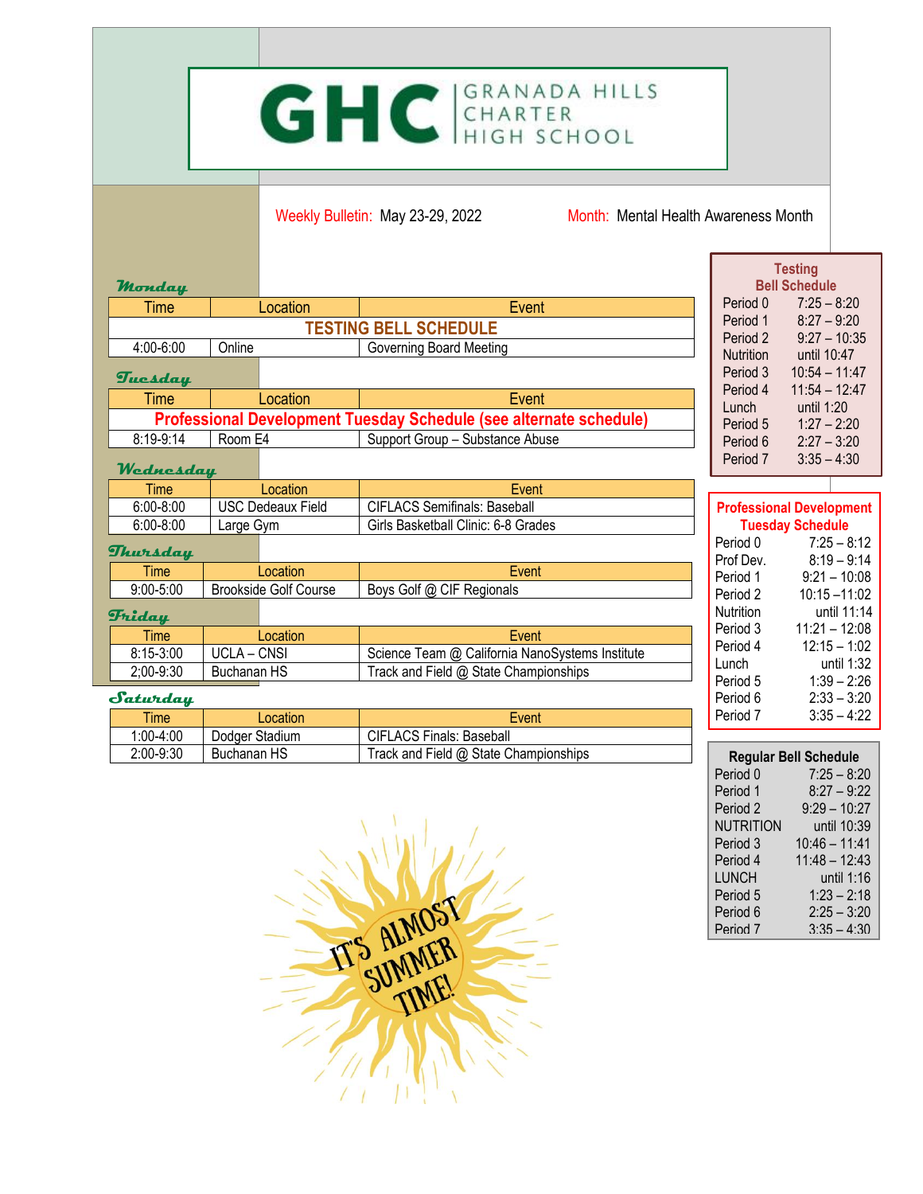# GHC GRANADA HILLS CHARTER HIGH SCHOOL

Weekly Bulletin: May 23-29, 2022

Month: Mental Health Awareness Month

### Monday

| Time | Location | Event |
|---|---|---|
| **TESTING BELL SCHEDULE** | | |
| 4:00-6:00 | Online | Governing Board Meeting |

### Tuesday

| Time | Location | Event |
|---|---|---|
| **Professional Development Tuesday Schedule (see alternate schedule)** | | |
| 8:19-9:14 | Room E4 | Support Group – Substance Abuse |

### Wednesday

| Time | Location | Event |
|---|---|---|
| 6:00-8:00 | USC Dedeaux Field | CIFLACS Semifinals: Baseball |
| 6:00-8:00 | Large Gym | Girls Basketball Clinic: 6-8 Grades |

### Thursday

| Time | Location | Event |
|---|---|---|
| 9:00-5:00 | Brookside Golf Course | Boys Golf @ CIF Regionals |

### Friday

| Time | Location | Event |
|---|---|---|
| 8:15-3:00 | UCLA – CNSI | Science Team @ California NanoSystems Institute |
| 2;00-9:30 | Buchanan HS | Track and Field @ State Championships |

### Saturday

| Time | Location | Event |
|---|---|---|
| 1:00-4:00 | Dodger Stadium | CIFLACS Finals: Baseball |
| 2:00-9:30 | Buchanan HS | Track and Field @ State Championships |

IT'S ALMOST SUMMER TIME!

### Testing Bell Schedule

| | |
|---|---|
| Period 0 | 7:25 – 8:20 |
| Period 1 | 8:27 – 9:20 |
| Period 2 | 9:27 – 10:35 |
| Nutrition | until 10:47 |
| Period 3 | 10:54 – 11:47 |
| Period 4 | 11:54 – 12:47 |
| Lunch | until 1:20 |
| Period 5 | 1:27 – 2:20 |
| Period 6 | 2:27 – 3:20 |
| Period 7 | 3:35 – 4:30 |

### Professional Development Tuesday Schedule

| | |
|---|---|
| Period 0 | 7:25 – 8:12 |
| Prof Dev. | 8:19 – 9:14 |
| Period 1 | 9:21 – 10:08 |
| Period 2 | 10:15 –11:02 |
| Nutrition | until 11:14 |
| Period 3 | 11:21 – 12:08 |
| Period 4 | 12:15 – 1:02 |
| Lunch | until 1:32 |
| Period 5 | 1:39 – 2:26 |
| Period 6 | 2:33 – 3:20 |
| Period 7 | 3:35 – 4:22 |

### Regular Bell Schedule

| | |
|---|---|
| Period 0 | 7:25 – 8:20 |
| Period 1 | 8:27 – 9:22 |
| Period 2 | 9:29 – 10:27 |
| NUTRITION | until 10:39 |
| Period 3 | 10:46 – 11:41 |
| Period 4 | 11:48 – 12:43 |
| LUNCH | until 1:16 |
| Period 5 | 1:23 – 2:18 |
| Period 6 | 2:25 – 3:20 |
| Period 7 | 3:35 – 4:30 |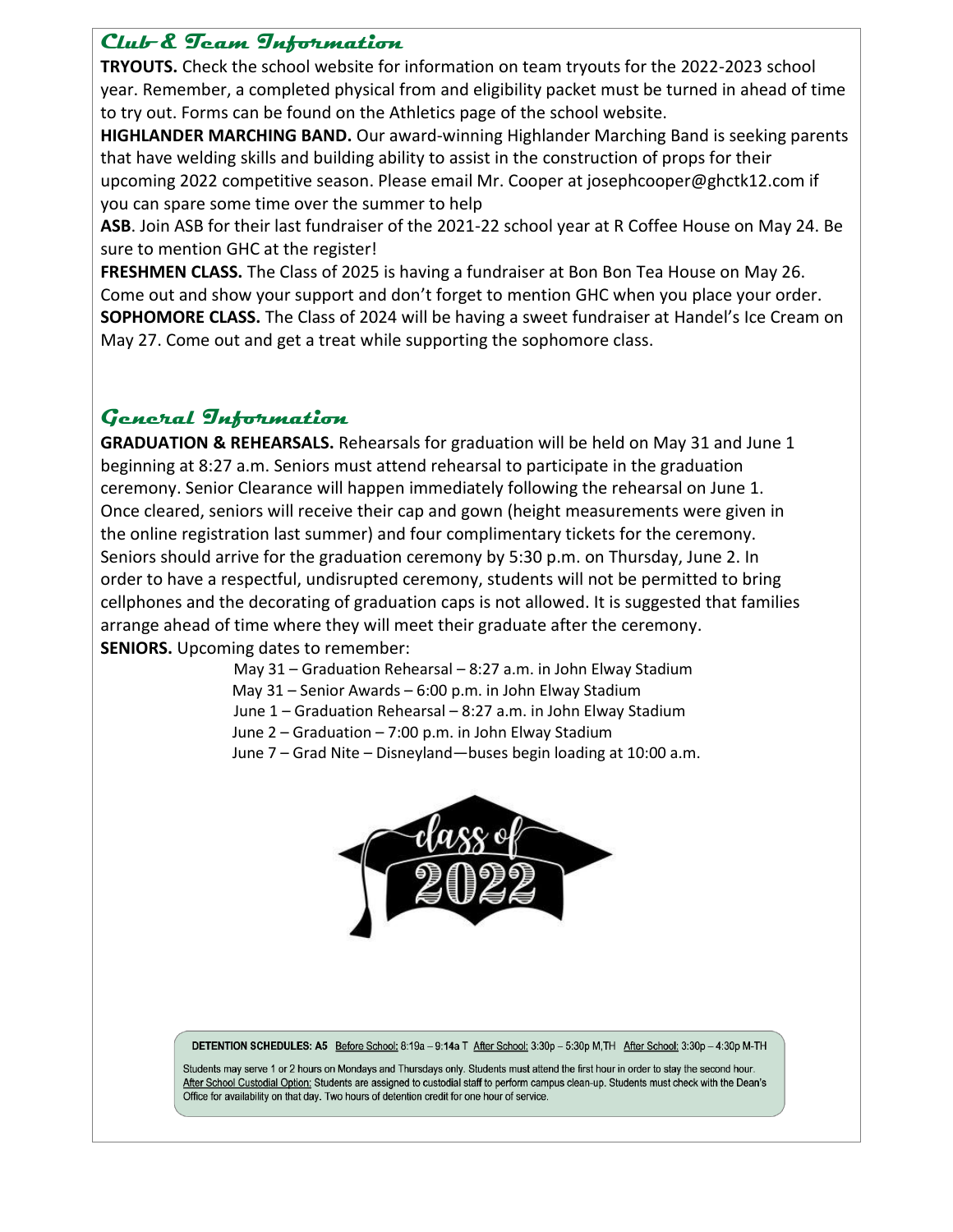## Club & Team Information

**TRYOUTS.** Check the school website for information on team tryouts for the 2022-2023 school year. Remember, a completed physical from and eligibility packet must be turned in ahead of time to try out. Forms can be found on the Athletics page of the school website.

**HIGHLANDER MARCHING BAND.** Our award-winning Highlander Marching Band is seeking parents that have welding skills and building ability to assist in the construction of props for their upcoming 2022 competitive season. Please email Mr. Cooper at josephcooper@ghctk12.com if you can spare some time over the summer to help

**ASB**. Join ASB for their last fundraiser of the 2021-22 school year at R Coffee House on May 24. Be sure to mention GHC at the register!

**FRESHMEN CLASS.** The Class of 2025 is having a fundraiser at Bon Bon Tea House on May 26. Come out and show your support and don't forget to mention GHC when you place your order.

**SOPHOMORE CLASS.** The Class of 2024 will be having a sweet fundraiser at Handel's Ice Cream on May 27. Come out and get a treat while supporting the sophomore class.

## General Information

**GRADUATION & REHEARSALS.** Rehearsals for graduation will be held on May 31 and June 1 beginning at 8:27 a.m. Seniors must attend rehearsal to participate in the graduation ceremony. Senior Clearance will happen immediately following the rehearsal on June 1. Once cleared, seniors will receive their cap and gown (height measurements were given in the online registration last summer) and four complimentary tickets for the ceremony. Seniors should arrive for the graduation ceremony by 5:30 p.m. on Thursday, June 2. In order to have a respectful, undisrupted ceremony, students will not be permitted to bring cellphones and the decorating of graduation caps is not allowed. It is suggested that families arrange ahead of time where they will meet their graduate after the ceremony.

**SENIORS.** Upcoming dates to remember:

May 31 – Graduation Rehearsal – 8:27 a.m. in John Elway Stadium
May 31 – Senior Awards – 6:00 p.m. in John Elway Stadium
June 1 – Graduation Rehearsal – 8:27 a.m. in John Elway Stadium
June 2 – Graduation – 7:00 p.m. in John Elway Stadium
June 7 – Grad Nite – Disneyland—buses begin loading at 10:00 a.m.

class of 2022

**DETENTION SCHEDULES: A5** Before School: 8:19a – 9:14a T After School: 3:30p – 5:30p M,TH After School: 3:30p – 4:30p M-TH

Students may serve 1 or 2 hours on Mondays and Thursdays only. Students must attend the first hour in order to stay the second hour. After School Custodial Option: Students are assigned to custodial staff to perform campus clean-up. Students must check with the Dean's Office for availability on that day. Two hours of detention credit for one hour of service.